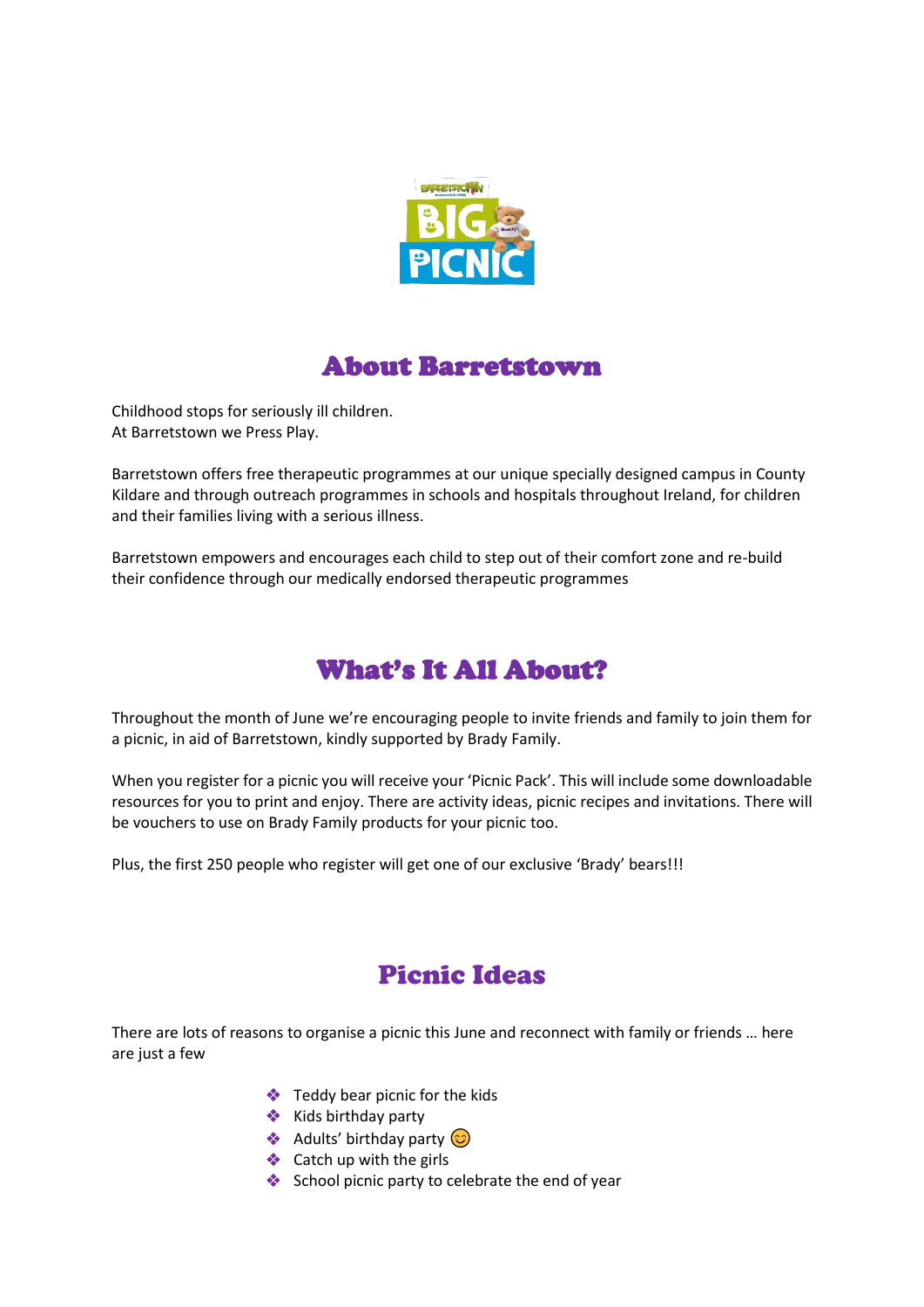## About Barretstown

Childhood stops for seriously ill children.
At Barretstown we Press Play.

Barretstown offers free therapeutic programmes at our unique specially designed campus in County Kildare and through outreach programmes in schools and hospitals throughout Ireland, for children and their families living with a serious illness.

Barretstown empowers and encourages each child to step out of their comfort zone and re-build their confidence through our medically endorsed therapeutic programmes

## What's It All About?

Throughout the month of June we're encouraging people to invite friends and family to join them for a picnic, in aid of Barretstown, kindly supported by Brady Family.

When you register for a picnic you will receive your 'Picnic Pack'. This will include some downloadable resources for you to print and enjoy. There are activity ideas, picnic recipes and invitations. There will be vouchers to use on Brady Family products for your picnic too.

Plus, the first 250 people who register will get one of our exclusive 'Brady' bears!!!

## Picnic Ideas

There are lots of reasons to organise a picnic this June and reconnect with family or friends … here are just a few

- Teddy bear picnic for the kids
- Kids birthday party
- Adults' birthday party 😊
- Catch up with the girls
- School picnic party to celebrate the end of year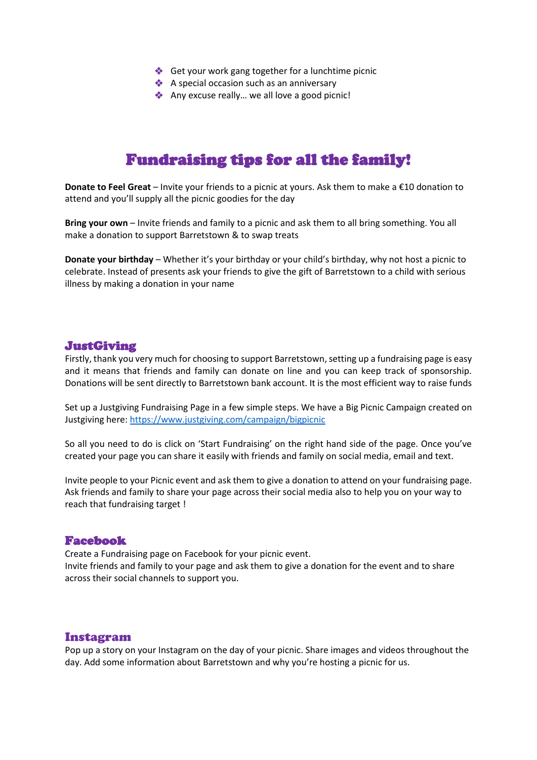- Get your work gang together for a lunchtime picnic
- A special occasion such as an anniversary
- Any excuse really… we all love a good picnic!

# Fundraising tips for all the family!

**Donate to Feel Great** – Invite your friends to a picnic at yours. Ask them to make a €10 donation to attend and you'll supply all the picnic goodies for the day

**Bring your own** – Invite friends and family to a picnic and ask them to all bring something. You all make a donation to support Barretstown & to swap treats

**Donate your birthday** – Whether it's your birthday or your child's birthday, why not host a picnic to celebrate. Instead of presents ask your friends to give the gift of Barretstown to a child with serious illness by making a donation in your name

## JustGiving

Firstly, thank you very much for choosing to support Barretstown, setting up a fundraising page is easy and it means that friends and family can donate on line and you can keep track of sponsorship. Donations will be sent directly to Barretstown bank account. It is the most efficient way to raise funds

Set up a Justgiving Fundraising Page in a few simple steps. We have a Big Picnic Campaign created on Justgiving here: https://www.justgiving.com/campaign/bigpicnic

So all you need to do is click on 'Start Fundraising' on the right hand side of the page. Once you've created your page you can share it easily with friends and family on social media, email and text.

Invite people to your Picnic event and ask them to give a donation to attend on your fundraising page. Ask friends and family to share your page across their social media also to help you on your way to reach that fundraising target !

## Facebook

Create a Fundraising page on Facebook for your picnic event.
Invite friends and family to your page and ask them to give a donation for the event and to share across their social channels to support you.

## Instagram

Pop up a story on your Instagram on the day of your picnic. Share images and videos throughout the day. Add some information about Barretstown and why you're hosting a picnic for us.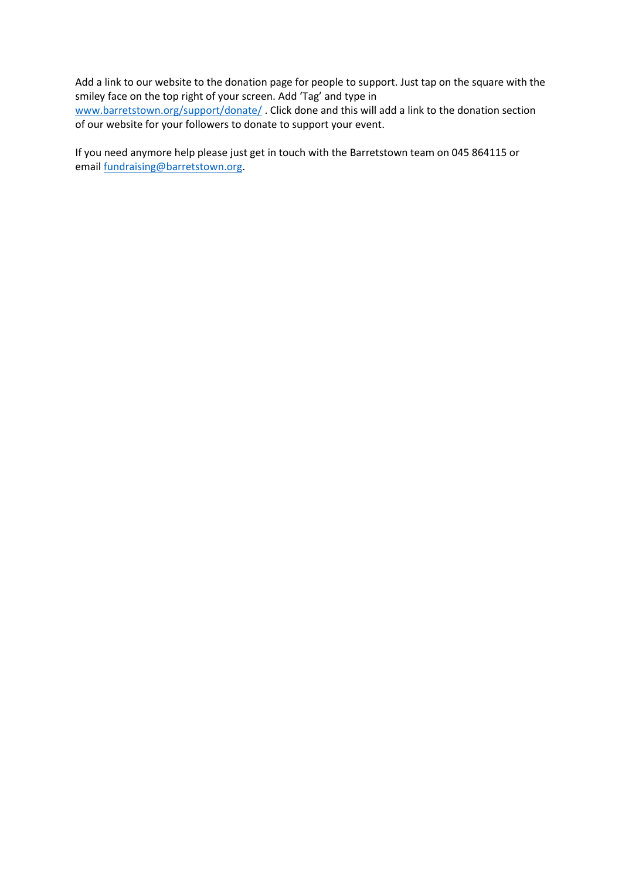Add a link to our website to the donation page for people to support. Just tap on the square with the smiley face on the top right of your screen. Add 'Tag' and type in [www.barretstown.org/support/donate/](http://www.barretstown.org/support/donate/) . Click done and this will add a link to the donation section of our website for your followers to donate to support your event.

If you need anymore help please just get in touch with the Barretstown team on 045 864115 or email [fundraising@barretstown.org](mailto:fundraising@barretstown.org).